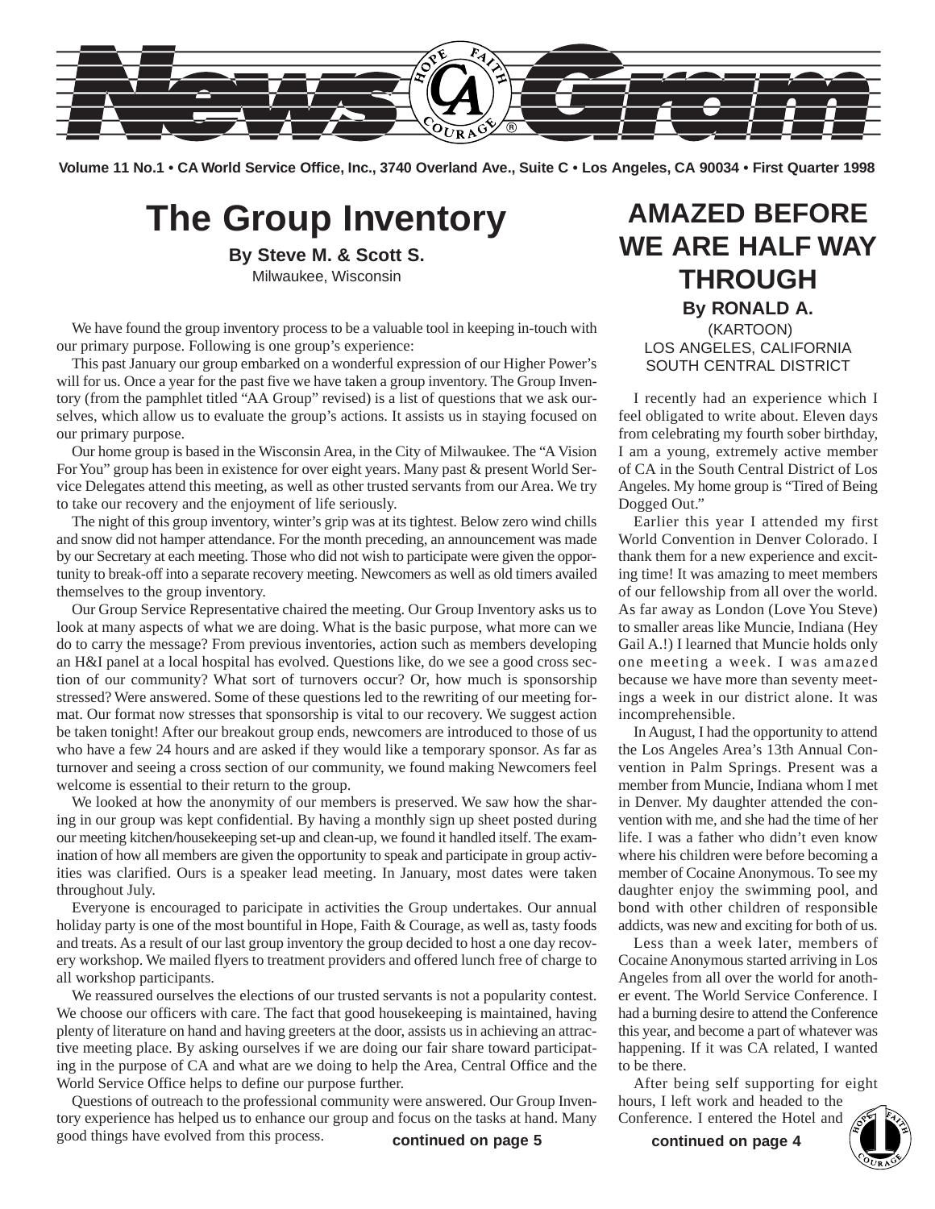# News Gram

Volume 11 No.1 • CA World Service Office, Inc., 3740 Overland Ave., Suite C • Los Angeles, CA 90034 • First Quarter 1998

## The Group Inventory

**By Steve M. & Scott S.**
Milwaukee, Wisconsin

We have found the group inventory process to be a valuable tool in keeping in-touch with our primary purpose. Following is one group's experience:

This past January our group embarked on a wonderful expression of our Higher Power's will for us. Once a year for the past five we have taken a group inventory. The Group Inventory (from the pamphlet titled "AA Group" revised) is a list of questions that we ask ourselves, which allow us to evaluate the group's actions. It assists us in staying focused on our primary purpose.

Our home group is based in the Wisconsin Area, in the City of Milwaukee. The "A Vision For You" group has been in existence for over eight years. Many past & present World Service Delegates attend this meeting, as well as other trusted servants from our Area. We try to take our recovery and the enjoyment of life seriously.

The night of this group inventory, winter's grip was at its tightest. Below zero wind chills and snow did not hamper attendance. For the month preceding, an announcement was made by our Secretary at each meeting. Those who did not wish to participate were given the opportunity to break-off into a separate recovery meeting. Newcomers as well as old timers availed themselves to the group inventory.

Our Group Service Representative chaired the meeting. Our Group Inventory asks us to look at many aspects of what we are doing. What is the basic purpose, what more can we do to carry the message? From previous inventories, action such as members developing an H&I panel at a local hospital has evolved. Questions like, do we see a good cross section of our community? What sort of turnovers occur? Or, how much is sponsorship stressed? Were answered. Some of these questions led to the rewriting of our meeting format. Our format now stresses that sponsorship is vital to our recovery. We suggest action be taken tonight! After our breakout group ends, newcomers are introduced to those of us who have a few 24 hours and are asked if they would like a temporary sponsor. As far as turnover and seeing a cross section of our community, we found making Newcomers feel welcome is essential to their return to the group.

We looked at how the anonymity of our members is preserved. We saw how the sharing in our group was kept confidential. By having a monthly sign up sheet posted during our meeting kitchen/housekeeping set-up and clean-up, we found it handled itself. The examination of how all members are given the opportunity to speak and participate in group activities was clarified. Ours is a speaker lead meeting. In January, most dates were taken throughout July.

Everyone is encouraged to paricipate in activities the Group undertakes. Our annual holiday party is one of the most bountiful in Hope, Faith & Courage, as well as, tasty foods and treats. As a result of our last group inventory the group decided to host a one day recovery workshop. We mailed flyers to treatment providers and offered lunch free of charge to all workshop participants.

We reassured ourselves the elections of our trusted servants is not a popularity contest. We choose our officers with care. The fact that good housekeeping is maintained, having plenty of literature on hand and having greeters at the door, assists us in achieving an attractive meeting place. By asking ourselves if we are doing our fair share toward participating in the purpose of CA and what are we doing to help the Area, Central Office and the World Service Office helps to define our purpose further.

Questions of outreach to the professional community were answered. Our Group Inventory experience has helped us to enhance our group and focus on the tasks at hand. Many good things have evolved from this process.

**continued on page 5**

## AMAZED BEFORE WE ARE HALF WAY THROUGH

**By RONALD A.**
(KARTOON)
LOS ANGELES, CALIFORNIA
SOUTH CENTRAL DISTRICT

I recently had an experience which I feel obligated to write about. Eleven days from celebrating my fourth sober birthday, I am a young, extremely active member of CA in the South Central District of Los Angeles. My home group is "Tired of Being Dogged Out."

Earlier this year I attended my first World Convention in Denver Colorado. I thank them for a new experience and exciting time! It was amazing to meet members of our fellowship from all over the world. As far away as London (Love You Steve) to smaller areas like Muncie, Indiana (Hey Gail A.!) I learned that Muncie holds only one meeting a week. I was amazed because we have more than seventy meetings a week in our district alone. It was incomprehensible.

In August, I had the opportunity to attend the Los Angeles Area's 13th Annual Convention in Palm Springs. Present was a member from Muncie, Indiana whom I met in Denver. My daughter attended the convention with me, and she had the time of her life. I was a father who didn't even know where his children were before becoming a member of Cocaine Anonymous. To see my daughter enjoy the swimming pool, and bond with other children of responsible addicts, was new and exciting for both of us.

Less than a week later, members of Cocaine Anonymous started arriving in Los Angeles from all over the world for another event. The World Service Conference. I had a burning desire to attend the Conference this year, and become a part of whatever was happening. If it was CA related, I wanted to be there.

After being self supporting for eight hours, I left work and headed to the Conference. I entered the Hotel and

**continued on page 4**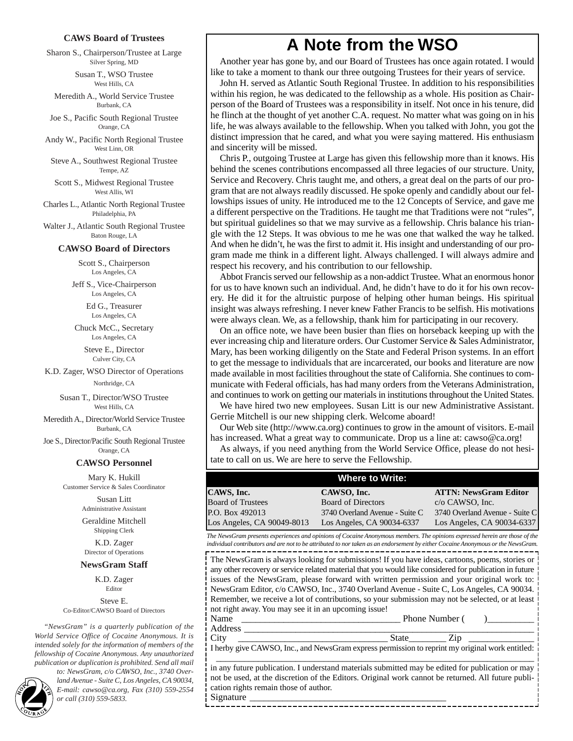### CAWS Board of Trustees

Sharon S., Chairperson/Trustee at Large
Silver Spring, MD

Susan T., WSO Trustee
West Hills, CA

Meredith A., World Service Trustee
Burbank, CA

Joe S., Pacific South Regional Trustee
Orange, CA

Andy W., Pacific North Regional Trustee
West Linn, OR

Steve A., Southwest Regional Trustee
Tempe, AZ

Scott S., Midwest Regional Trustee
West Allis, WI

Charles L., Atlantic North Regional Trustee
Philadelphia, PA

Walter J., Atlantic South Regional Trustee
Baton Rouge, LA

### CAWSO Board of Directors

Scott S., Chairperson
Los Angeles, CA

Jeff S., Vice-Chairperson
Los Angeles, CA

Ed G., Treasurer
Los Angeles, CA

Chuck McC., Secretary
Los Angeles, CA

Steve E., Director
Culver City, CA

K.D. Zager, WSO Director of Operations
Northridge, CA

Susan T., Director/WSO Trustee
West Hills, CA

Meredith A., Director/World Service Trustee
Burbank, CA

Joe S., Director/Pacific South Regional Trustee
Orange, CA

### CAWSO Personnel

Mary K. Hukill
Customer Service & Sales Coordinator

Susan Litt
Administrative Assistant

Geraldine Mitchell
Shipping Clerk

K.D. Zager
Director of Operations

### NewsGram Staff

K.D. Zager
Editor

Steve E.
Co-Editor/CAWSO Board of Directors

*"NewsGram" is a quarterly publication of the World Service Office of Cocaine Anonymous. It is intended solely for the information of members of the fellowship of Cocaine Anonymous. Any unauthorized publication or duplication is prohibited. Send all mail to: NewsGram, c/o CAWSO, Inc., 3740 Overland Avenue - Suite C, Los Angeles, CA 90034, E-mail: cawso@ca.org, Fax (310) 559-2554 or call (310) 559-5833.*

# A Note from the WSO

Another year has gone by, and our Board of Trustees has once again rotated. I would like to take a moment to thank our three outgoing Trustees for their years of service.

John H. served as Atlantic South Regional Trustee. In addition to his responsibilities within his region, he was dedicated to the fellowship as a whole. His position as Chairperson of the Board of Trustees was a responsibility in itself. Not once in his tenure, did he flinch at the thought of yet another C.A. request. No matter what was going on in his life, he was always available to the fellowship. When you talked with John, you got the distinct impression that he cared, and what you were saying mattered. His enthusiasm and sincerity will be missed.

Chris P., outgoing Trustee at Large has given this fellowship more than it knows. His behind the scenes contributions encompassed all three legacies of our structure. Unity, Service and Recovery. Chris taught me, and others, a great deal on the parts of our program that are not always readily discussed. He spoke openly and candidly about our fellowships issues of unity. He introduced me to the 12 Concepts of Service, and gave me a different perspective on the Traditions. He taught me that Traditions were not "rules", but spiritual guidelines so that we may survive as a fellowship. Chris balance his triangle with the 12 Steps. It was obvious to me he was one that walked the way he talked. And when he didn't, he was the first to admit it. His insight and understanding of our program made me think in a different light. Always challenged. I will always admire and respect his recovery, and his contribution to our fellowship.

Abbot Francis served our fellowship as a non-addict Trustee. What an enormous honor for us to have known such an individual. And, he didn't have to do it for his own recovery. He did it for the altruistic purpose of helping other human beings. His spiritual insight was always refreshing. I never knew Father Francis to be selfish. His motivations were always clean. We, as a fellowship, thank him for participating in our recovery.

On an office note, we have been busier than flies on horseback keeping up with the ever increasing chip and literature orders. Our Customer Service & Sales Administrator, Mary, has been working diligently on the State and Federal Prison systems. In an effort to get the message to individuals that are incarcerated, our books and literature are now made available in most facilities throughout the state of California. She continues to communicate with Federal officials, has had many orders from the Veterans Administration, and continues to work on getting our materials in institutions throughout the United States.

We have hired two new employees. Susan Litt is our new Administrative Assistant. Gerrie Mitchell is our new shipping clerk. Welcome aboard!

Our Web site (http://www.ca.org) continues to grow in the amount of visitors. E-mail has increased. What a great way to communicate. Drop us a line at: cawso@ca.org!

As always, if you need anything from the World Service Office, please do not hesitate to call on us. We are here to serve the Fellowship.

### Where to Write:

| CAWS, Inc. | CAWSO, Inc. | ATTN: NewsGram Editor |
|---|---|---|
| Board of Trustees | Board of Directors | c/o CAWSO, Inc. |
| P.O. Box 492013 | 3740 Overland Avenue - Suite C | 3740 Overland Avenue - Suite C |
| Los Angeles, CA 90049-8013 | Los Angeles, CA 90034-6337 | Los Angeles, CA 90034-6337 |

*The NewsGram presents experiences and opinions of Cocaine Anonymous members. The opinions expressed herein are those of the individual contributors and are not to be attributed to nor taken as an endorsement by either Cocaine Anonymous or the NewsGram.*

The NewsGram is always looking for submissions! If you have ideas, cartoons, poems, stories or any other recovery or service related material that you would like considered for publication in future issues of the NewsGram, please forward with written permission and your original work to: NewsGram Editor, c/o CAWSO, Inc., 3740 Overland Avenue - Suite C, Los Angeles, CA 90034. Remember, we receive a lot of contributions, so your submission may not be selected, or at least not right away. You may see it in an upcoming issue!

Name ________________________________ Phone Number (      )__________

Address ______________________________________________________________

City ______________________________ State________ Zip ______________

I herby give CAWSO, Inc., and NewsGram express permission to reprint my original work entitled:

______________________________________________________________________

in any future publication. I understand materials submitted may be edited for publication or may not be used, at the discretion of the Editors. Original work cannot be returned. All future publication rights remain those of author.

Signature ___________________________________________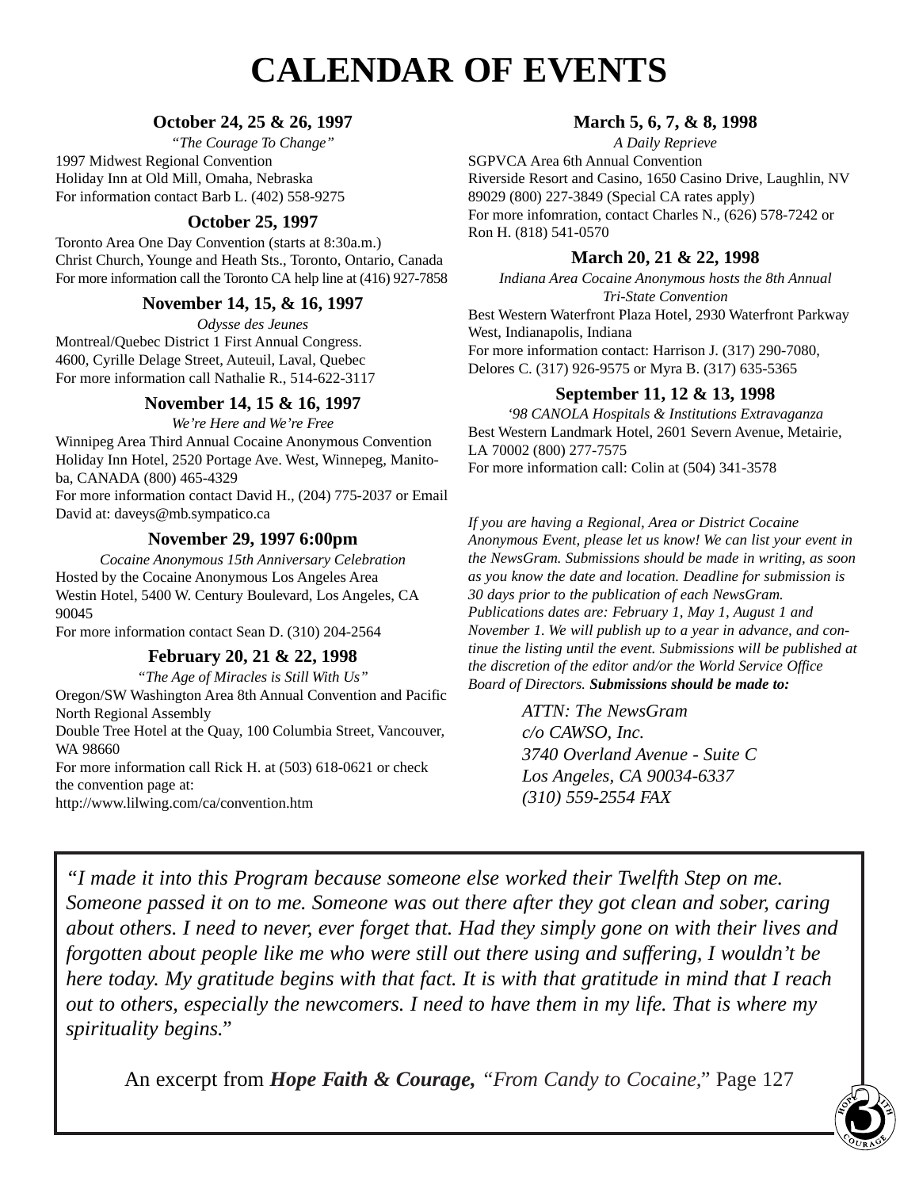# CALENDAR OF EVENTS

### October 24, 25 & 26, 1997

*"The Courage To Change"*

1997 Midwest Regional Convention
Holiday Inn at Old Mill, Omaha, Nebraska
For information contact Barb L. (402) 558-9275

### October 25, 1997

Toronto Area One Day Convention (starts at 8:30a.m.)
Christ Church, Younge and Heath Sts., Toronto, Ontario, Canada
For more information call the Toronto CA help line at (416) 927-7858

### November 14, 15, & 16, 1997

*Odysse des Jeunes*

Montreal/Quebec District 1 First Annual Congress.
4600, Cyrille Delage Street, Auteuil, Laval, Quebec
For more information call Nathalie R., 514-622-3117

### November 14, 15 & 16, 1997

*We're Here and We're Free*

Winnipeg Area Third Annual Cocaine Anonymous Convention
Holiday Inn Hotel, 2520 Portage Ave. West, Winnepeg, Manitoba, CANADA (800) 465-4329
For more information contact David H., (204) 775-2037 or Email David at: daveys@mb.sympatico.ca

### November 29, 1997 6:00pm

*Cocaine Anonymous 15th Anniversary Celebration*

Hosted by the Cocaine Anonymous Los Angeles Area
Westin Hotel, 5400 W. Century Boulevard, Los Angeles, CA 90045
For more information contact Sean D. (310) 204-2564

### February 20, 21 & 22, 1998

*"The Age of Miracles is Still With Us"*

Oregon/SW Washington Area 8th Annual Convention and Pacific North Regional Assembly
Double Tree Hotel at the Quay, 100 Columbia Street, Vancouver, WA 98660
For more information call Rick H. at (503) 618-0621 or check the convention page at:
http://www.lilwing.com/ca/convention.htm

### March 5, 6, 7, & 8, 1998

*A Daily Reprieve*

SGPVCA Area 6th Annual Convention
Riverside Resort and Casino, 1650 Casino Drive, Laughlin, NV 89029 (800) 227-3849 (Special CA rates apply)
For more infomration, contact Charles N., (626) 578-7242 or Ron H. (818) 541-0570

### March 20, 21 & 22, 1998

*Indiana Area Cocaine Anonymous hosts the 8th Annual Tri-State Convention*

Best Western Waterfront Plaza Hotel, 2930 Waterfront Parkway West, Indianapolis, Indiana
For more information contact: Harrison J. (317) 290-7080, Delores C. (317) 926-9575 or Myra B. (317) 635-5365

### September 11, 12 & 13, 1998

*'98 CANOLA Hospitals & Institutions Extravaganza*

Best Western Landmark Hotel, 2601 Severn Avenue, Metairie, LA 70002 (800) 277-7575
For more information call: Colin at (504) 341-3578

*If you are having a Regional, Area or District Cocaine Anonymous Event, please let us know! We can list your event in the NewsGram. Submissions should be made in writing, as soon as you know the date and location. Deadline for submission is 30 days prior to the publication of each NewsGram. Publications dates are: February 1, May 1, August 1 and November 1. We will publish up to a year in advance, and continue the listing until the event. Submissions will be published at the discretion of the editor and/or the World Service Office Board of Directors.* ***Submissions should be made to:***

*ATTN: The NewsGram*
*c/o CAWSO, Inc.*
*3740 Overland Avenue - Suite C*
*Los Angeles, CA 90034-6337*
*(310) 559-2554 FAX*

---

*"I made it into this Program because someone else worked their Twelfth Step on me. Someone passed it on to me. Someone was out there after they got clean and sober, caring about others. I need to never, ever forget that. Had they simply gone on with their lives and forgotten about people like me who were still out there using and suffering, I wouldn't be here today. My gratitude begins with that fact. It is with that gratitude in mind that I reach out to others, especially the newcomers. I need to have them in my life. That is where my spirituality begins."*

An excerpt from ***Hope Faith & Courage,*** *"From Candy to Cocaine,"* Page 127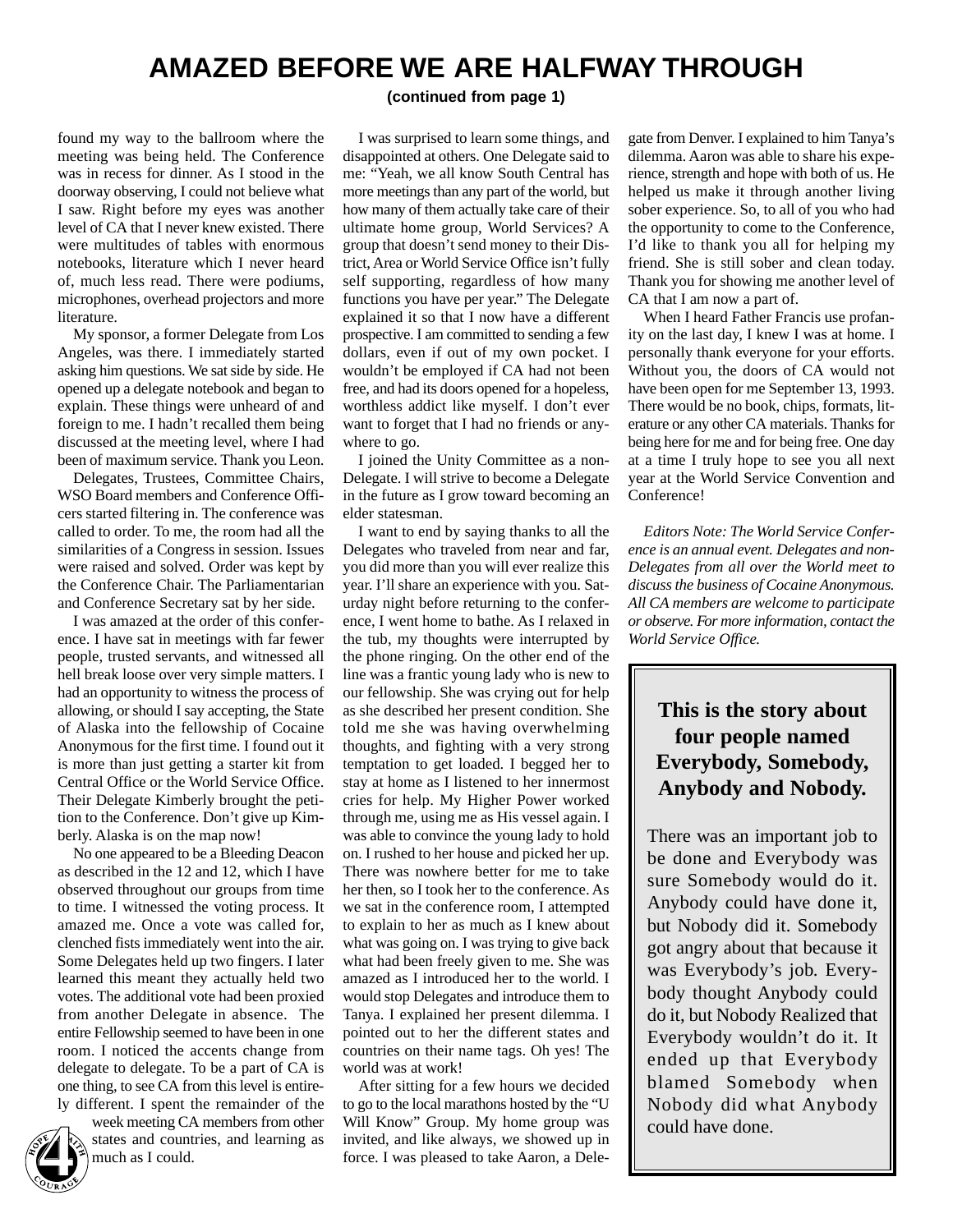# AMAZED BEFORE WE ARE HALFWAY THROUGH

**(continued from page 1)**

found my way to the ballroom where the meeting was being held. The Conference was in recess for dinner. As I stood in the doorway observing, I could not believe what I saw. Right before my eyes was another level of CA that I never knew existed. There were multitudes of tables with enormous notebooks, literature which I never heard of, much less read. There were podiums, microphones, overhead projectors and more literature.

My sponsor, a former Delegate from Los Angeles, was there. I immediately started asking him questions. We sat side by side. He opened up a delegate notebook and began to explain. These things were unheard of and foreign to me. I hadn't recalled them being discussed at the meeting level, where I had been of maximum service. Thank you Leon.

Delegates, Trustees, Committee Chairs, WSO Board members and Conference Officers started filtering in. The conference was called to order. To me, the room had all the similarities of a Congress in session. Issues were raised and solved. Order was kept by the Conference Chair. The Parliamentarian and Conference Secretary sat by her side.

I was amazed at the order of this conference. I have sat in meetings with far fewer people, trusted servants, and witnessed all hell break loose over very simple matters. I had an opportunity to witness the process of allowing, or should I say accepting, the State of Alaska into the fellowship of Cocaine Anonymous for the first time. I found out it is more than just getting a starter kit from Central Office or the World Service Office. Their Delegate Kimberly brought the petition to the Conference. Don't give up Kimberly. Alaska is on the map now!

No one appeared to be a Bleeding Deacon as described in the 12 and 12, which I have observed throughout our groups from time to time. I witnessed the voting process. It amazed me. Once a vote was called for, clenched fists immediately went into the air. Some Delegates held up two fingers. I later learned this meant they actually held two votes. The additional vote had been proxied from another Delegate in absence. The entire Fellowship seemed to have been in one room. I noticed the accents change from delegate to delegate. To be a part of CA is one thing, to see CA from this level is entirely different. I spent the remainder of the week meeting CA members from other states and countries, and learning as much as I could.

I was surprised to learn some things, and disappointed at others. One Delegate said to me: "Yeah, we all know South Central has more meetings than any part of the world, but how many of them actually take care of their ultimate home group, World Services? A group that doesn't send money to their District, Area or World Service Office isn't fully self supporting, regardless of how many functions you have per year." The Delegate explained it so that I now have a different prospective. I am committed to sending a few dollars, even if out of my own pocket. I wouldn't be employed if CA had not been free, and had its doors opened for a hopeless, worthless addict like myself. I don't ever want to forget that I had no friends or anywhere to go.

I joined the Unity Committee as a non-Delegate. I will strive to become a Delegate in the future as I grow toward becoming an elder statesman.

I want to end by saying thanks to all the Delegates who traveled from near and far, you did more than you will ever realize this year. I'll share an experience with you. Saturday night before returning to the conference, I went home to bathe. As I relaxed in the tub, my thoughts were interrupted by the phone ringing. On the other end of the line was a frantic young lady who is new to our fellowship. She was crying out for help as she described her present condition. She told me she was having overwhelming thoughts, and fighting with a very strong temptation to get loaded. I begged her to stay at home as I listened to her innermost cries for help. My Higher Power worked through me, using me as His vessel again. I was able to convince the young lady to hold on. I rushed to her house and picked her up. There was nowhere better for me to take her then, so I took her to the conference. As we sat in the conference room, I attempted to explain to her as much as I knew about what was going on. I was trying to give back what had been freely given to me. She was amazed as I introduced her to the world. I would stop Delegates and introduce them to Tanya. I explained her present dilemma. I pointed out to her the different states and countries on their name tags. Oh yes! The world was at work!

After sitting for a few hours we decided to go to the local marathons hosted by the "U Will Know" Group. My home group was invited, and like always, we showed up in force. I was pleased to take Aaron, a Delegate from Denver. I explained to him Tanya's dilemma. Aaron was able to share his experience, strength and hope with both of us. He helped us make it through another living sober experience. So, to all of you who had the opportunity to come to the Conference, I'd like to thank you all for helping my friend. She is still sober and clean today. Thank you for showing me another level of CA that I am now a part of.

When I heard Father Francis use profanity on the last day, I knew I was at home. I personally thank everyone for your efforts. Without you, the doors of CA would not have been open for me September 13, 1993. There would be no book, chips, formats, literature or any other CA materials. Thanks for being here for me and for being free. One day at a time I truly hope to see you all next year at the World Service Convention and Conference!

*Editors Note: The World Service Conference is an annual event. Delegates and non-Delegates from all over the World meet to discuss the business of Cocaine Anonymous. All CA members are welcome to participate or observe. For more information, contact the World Service Office.*

---

**This is the story about four people named Everybody, Somebody, Anybody and Nobody.**

There was an important job to be done and Everybody was sure Somebody would do it. Anybody could have done it, but Nobody did it. Somebody got angry about that because it was Everybody's job. Everybody thought Anybody could do it, but Nobody Realized that Everybody wouldn't do it. It ended up that Everybody blamed Somebody when Nobody did what Anybody could have done.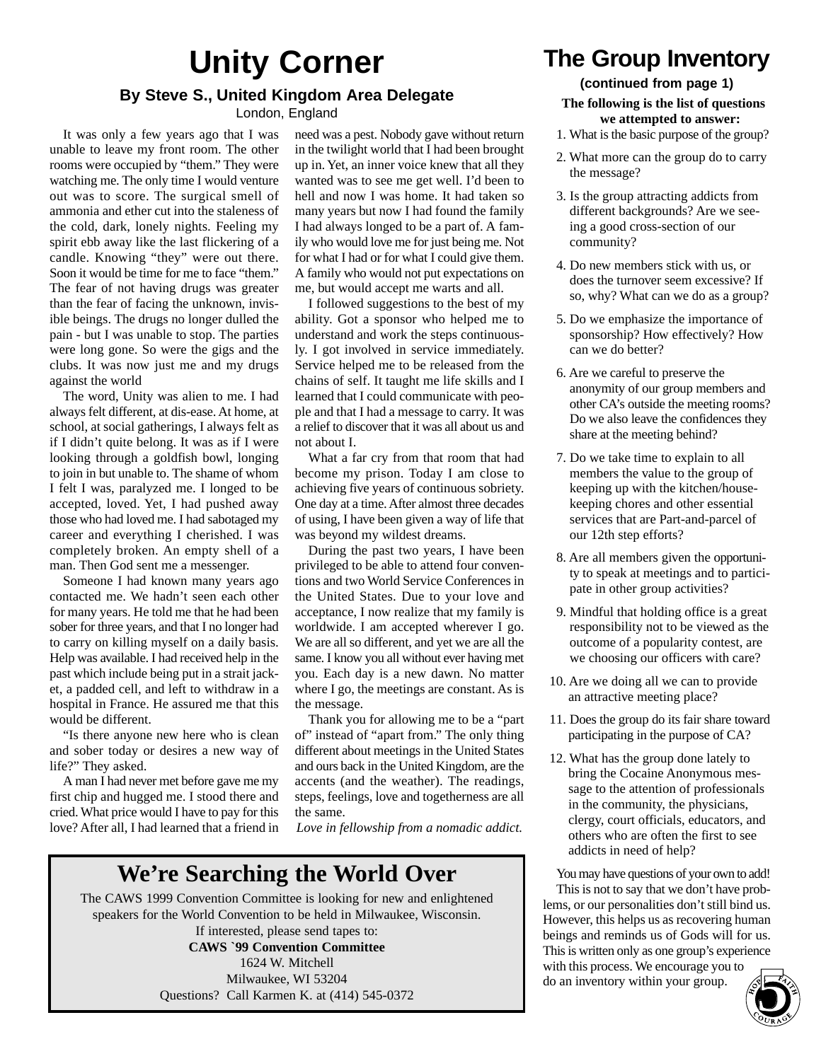# Unity Corner

### By Steve S., United Kingdom Area Delegate

London, England

It was only a few years ago that I was unable to leave my front room. The other rooms were occupied by "them." They were watching me. The only time I would venture out was to score. The surgical smell of ammonia and ether cut into the staleness of the cold, dark, lonely nights. Feeling my spirit ebb away like the last flickering of a candle. Knowing "they" were out there. Soon it would be time for me to face "them." The fear of not having drugs was greater than the fear of facing the unknown, invisible beings. The drugs no longer dulled the pain - but I was unable to stop. The parties were long gone. So were the gigs and the clubs. It was now just me and my drugs against the world

The word, Unity was alien to me. I had always felt different, at dis-ease. At home, at school, at social gatherings, I always felt as if I didn't quite belong. It was as if I were looking through a goldfish bowl, longing to join in but unable to. The shame of whom I felt I was, paralyzed me. I longed to be accepted, loved. Yet, I had pushed away those who had loved me. I had sabotaged my career and everything I cherished. I was completely broken. An empty shell of a man. Then God sent me a messenger.

Someone I had known many years ago contacted me. We hadn't seen each other for many years. He told me that he had been sober for three years, and that I no longer had to carry on killing myself on a daily basis. Help was available. I had received help in the past which include being put in a strait jacket, a padded cell, and left to withdraw in a hospital in France. He assured me that this would be different.

"Is there anyone new here who is clean and sober today or desires a new way of life?" They asked.

A man I had never met before gave me my first chip and hugged me. I stood there and cried. What price would I have to pay for this love? After all, I had learned that a friend in need was a pest. Nobody gave without return in the twilight world that I had been brought up in. Yet, an inner voice knew that all they wanted was to see me get well. I'd been to hell and now I was home. It had taken so many years but now I had found the family I had always longed to be a part of. A family who would love me for just being me. Not for what I had or for what I could give them. A family who would not put expectations on me, but would accept me warts and all.

I followed suggestions to the best of my ability. Got a sponsor who helped me to understand and work the steps continuously. I got involved in service immediately. Service helped me to be released from the chains of self. It taught me life skills and I learned that I could communicate with people and that I had a message to carry. It was a relief to discover that it was all about us and not about I.

What a far cry from that room that had become my prison. Today I am close to achieving five years of continuous sobriety. One day at a time. After almost three decades of using, I have been given a way of life that was beyond my wildest dreams.

During the past two years, I have been privileged to be able to attend four conventions and two World Service Conferences in the United States. Due to your love and acceptance, I now realize that my family is worldwide. I am accepted wherever I go. We are all so different, and yet we are all the same. I know you all without ever having met you. Each day is a new dawn. No matter where I go, the meetings are constant. As is the message.

Thank you for allowing me to be a "part of" instead of "apart from." The only thing different about meetings in the United States and ours back in the United Kingdom, are the accents (and the weather). The readings, steps, feelings, love and togetherness are all the same.

*Love in fellowship from a nomadic addict.*

# We're Searching the World Over

The CAWS 1999 Convention Committee is looking for new and enlightened speakers for the World Convention to be held in Milwaukee, Wisconsin.

If interested, please send tapes to:

**CAWS `99 Convention Committee**
1624 W. Mitchell
Milwaukee, WI 53204
Questions? Call Karmen K. at (414) 545-0372

# The Group Inventory

**(continued from page 1)**

**The following is the list of questions we attempted to answer:**

1. What is the basic purpose of the group?
2. What more can the group do to carry the message?
3. Is the group attracting addicts from different backgrounds? Are we seeing a good cross-section of our community?
4. Do new members stick with us, or does the turnover seem excessive? If so, why? What can we do as a group?
5. Do we emphasize the importance of sponsorship? How effectively? How can we do better?
6. Are we careful to preserve the anonymity of our group members and other CA's outside the meeting rooms? Do we also leave the confidences they share at the meeting behind?
7. Do we take time to explain to all members the value to the group of keeping up with the kitchen/housekeeping chores and other essential services that are Part-and-parcel of our 12th step efforts?
8. Are all members given the opportunity to speak at meetings and to participate in other group activities?
9. Mindful that holding office is a great responsibility not to be viewed as the outcome of a popularity contest, are we choosing our officers with care?
10. Are we doing all we can to provide an attractive meeting place?
11. Does the group do its fair share toward participating in the purpose of CA?
12. What has the group done lately to bring the Cocaine Anonymous message to the attention of professionals in the community, the physicians, clergy, court officials, educators, and others who are often the first to see addicts in need of help?

You may have questions of your own to add!

This is not to say that we don't have problems, or our personalities don't still bind us. However, this helps us as recovering human beings and reminds us of Gods will for us. This is written only as one group's experience with this process. We encourage you to do an inventory within your group.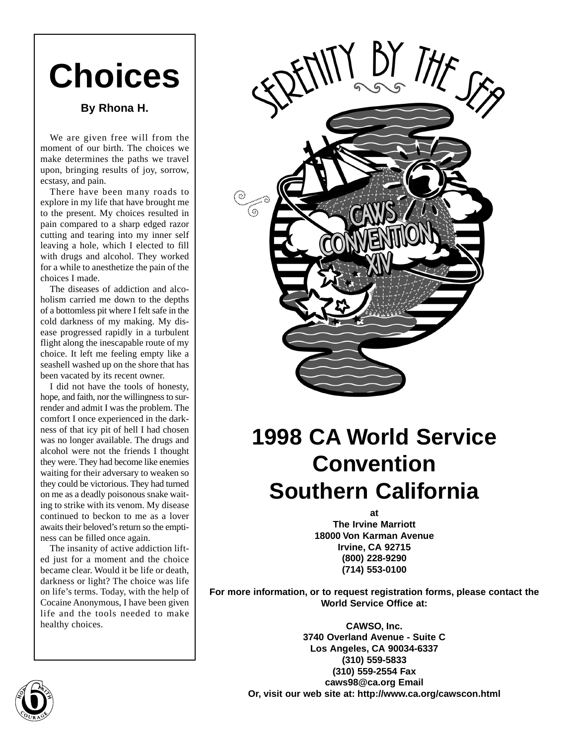# Choices

**By Rhona H.**

We are given free will from the moment of our birth. The choices we make determines the paths we travel upon, bringing results of joy, sorrow, ecstasy, and pain.

There have been many roads to explore in my life that have brought me to the present. My choices resulted in pain compared to a sharp edged razor cutting and tearing into my inner self leaving a hole, which I elected to fill with drugs and alcohol. They worked for a while to anesthetize the pain of the choices I made.

The diseases of addiction and alcoholism carried me down to the depths of a bottomless pit where I felt safe in the cold darkness of my making. My disease progressed rapidly in a turbulent flight along the inescapable route of my choice. It left me feeling empty like a seashell washed up on the shore that has been vacated by its recent owner.

I did not have the tools of honesty, hope, and faith, nor the willingness to surrender and admit I was the problem. The comfort I once experienced in the darkness of that icy pit of hell I had chosen was no longer available. The drugs and alcohol were not the friends I thought they were. They had become like enemies waiting for their adversary to weaken so they could be victorious. They had turned on me as a deadly poisonous snake waiting to strike with its venom. My disease continued to beckon to me as a lover awaits their beloved's return so the emptiness can be filled once again.

The insanity of active addiction lifted just for a moment and the choice became clear. Would it be life or death, darkness or light? The choice was life on life's terms. Today, with the help of Cocaine Anonymous, I have been given life and the tools needed to make healthy choices.

SERENITY BY THE SEA

CAWS CONVENTION XIV

# 1998 CA World Service Convention Southern California

**at**
**The Irvine Marriott**
**18000 Von Karman Avenue**
**Irvine, CA 92715**
**(800) 228-9290**
**(714) 553-0100**

**For more information, or to request registration forms, please contact the World Service Office at:**

**CAWSO, Inc.**
**3740 Overland Avenue - Suite C**
**Los Angeles, CA 90034-6337**
**(310) 559-5833**
**(310) 559-2554 Fax**
**caws98@ca.org Email**
**Or, visit our web site at: http://www.ca.org/cawscon.html**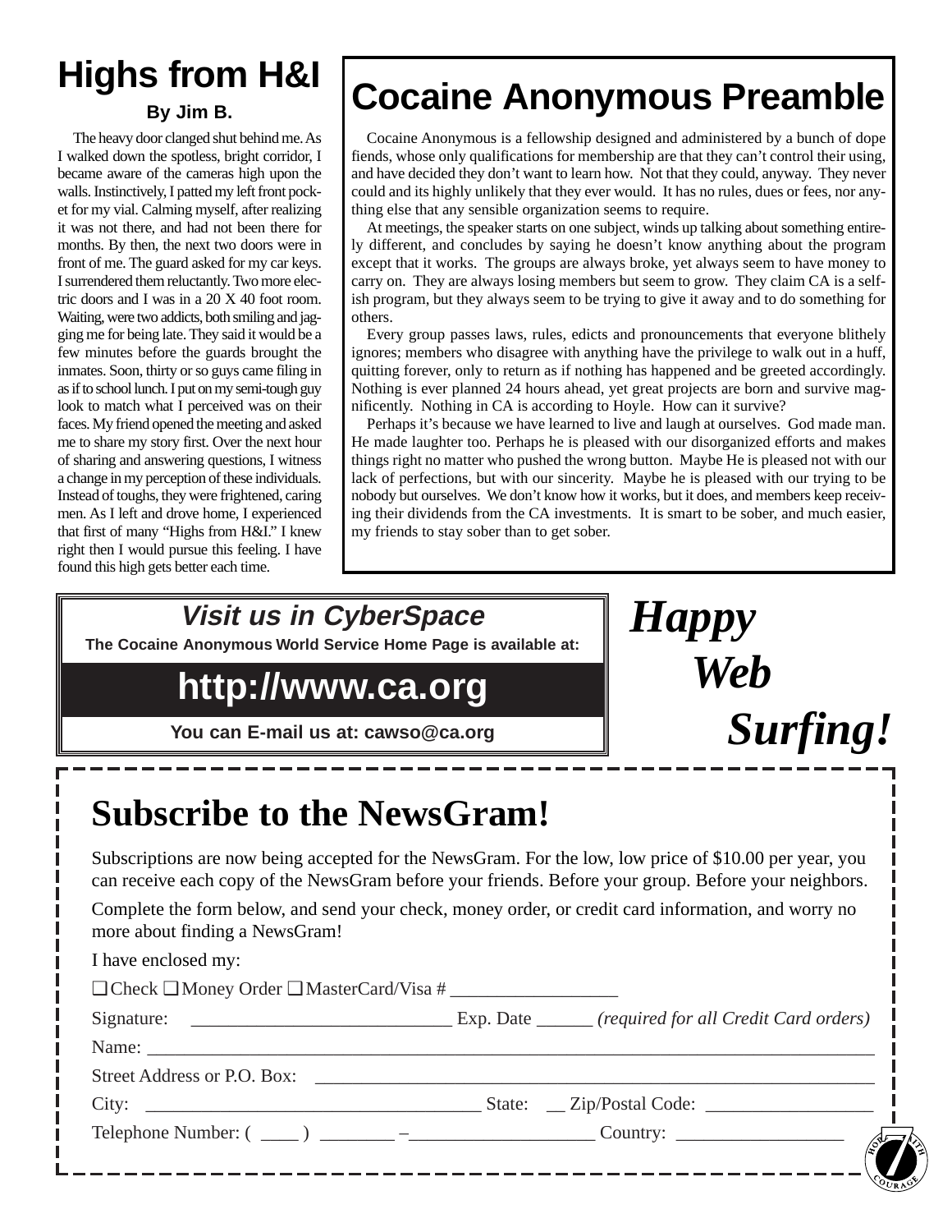# Highs from H&I

**By Jim B.**

The heavy door clanged shut behind me. As I walked down the spotless, bright corridor, I became aware of the cameras high upon the walls. Instinctively, I patted my left front pocket for my vial. Calming myself, after realizing it was not there, and had not been there for months. By then, the next two doors were in front of me. The guard asked for my car keys. I surrendered them reluctantly. Two more electric doors and I was in a 20 X 40 foot room. Waiting, were two addicts, both smiling and jagging me for being late. They said it would be a few minutes before the guards brought the inmates. Soon, thirty or so guys came filing in as if to school lunch. I put on my semi-tough guy look to match what I perceived was on their faces. My friend opened the meeting and asked me to share my story first. Over the next hour of sharing and answering questions, I witness a change in my perception of these individuals. Instead of toughs, they were frightened, caring men. As I left and drove home, I experienced that first of many "Highs from H&I." I knew right then I would pursue this feeling. I have found this high gets better each time.

# Cocaine Anonymous Preamble

Cocaine Anonymous is a fellowship designed and administered by a bunch of dope fiends, whose only qualifications for membership are that they can't control their using, and have decided they don't want to learn how. Not that they could, anyway. They never could and its highly unlikely that they ever would. It has no rules, dues or fees, nor anything else that any sensible organization seems to require.

At meetings, the speaker starts on one subject, winds up talking about something entirely different, and concludes by saying he doesn't know anything about the program except that it works. The groups are always broke, yet always seem to have money to carry on. They are always losing members but seem to grow. They claim CA is a selfish program, but they always seem to be trying to give it away and to do something for others.

Every group passes laws, rules, edicts and pronouncements that everyone blithely ignores; members who disagree with anything have the privilege to walk out in a huff, quitting forever, only to return as if nothing has happened and be greeted accordingly. Nothing is ever planned 24 hours ahead, yet great projects are born and survive magnificently. Nothing in CA is according to Hoyle. How can it survive?

Perhaps it's because we have learned to live and laugh at ourselves. God made man. He made laughter too. Perhaps he is pleased with our disorganized efforts and makes things right no matter who pushed the wrong button. Maybe He is pleased not with our lack of perfections, but with our sincerity. Maybe he is pleased with our trying to be nobody but ourselves. We don't know how it works, but it does, and members keep receiving their dividends from the CA investments. It is smart to be sober, and much easier, my friends to stay sober than to get sober.

## *Visit us in CyberSpace*

**The Cocaine Anonymous World Service Home Page is available at:**

**http://www.ca.org**

**You can E-mail us at: cawso@ca.org**

***Happy Web Surfing!***

# Subscribe to the NewsGram!

Subscriptions are now being accepted for the NewsGram. For the low, low price of $10.00 per year, you can receive each copy of the NewsGram before your friends. Before your group. Before your neighbors.

Complete the form below, and send your check, money order, or credit card information, and worry no more about finding a NewsGram!

I have enclosed my:

❑ Check ❑ Money Order ❑ MasterCard/Visa # __________________

Signature: ____________________________ Exp. Date ______ *(required for all Credit Card orders)*

Name: ______________________________________________________________________________

Street Address or P.O. Box: ____________________________________________________________

City: ___________________________________ State: __ Zip/Postal Code: __________________

Telephone Number: ( ____ ) ________ –___________________ Country: _________________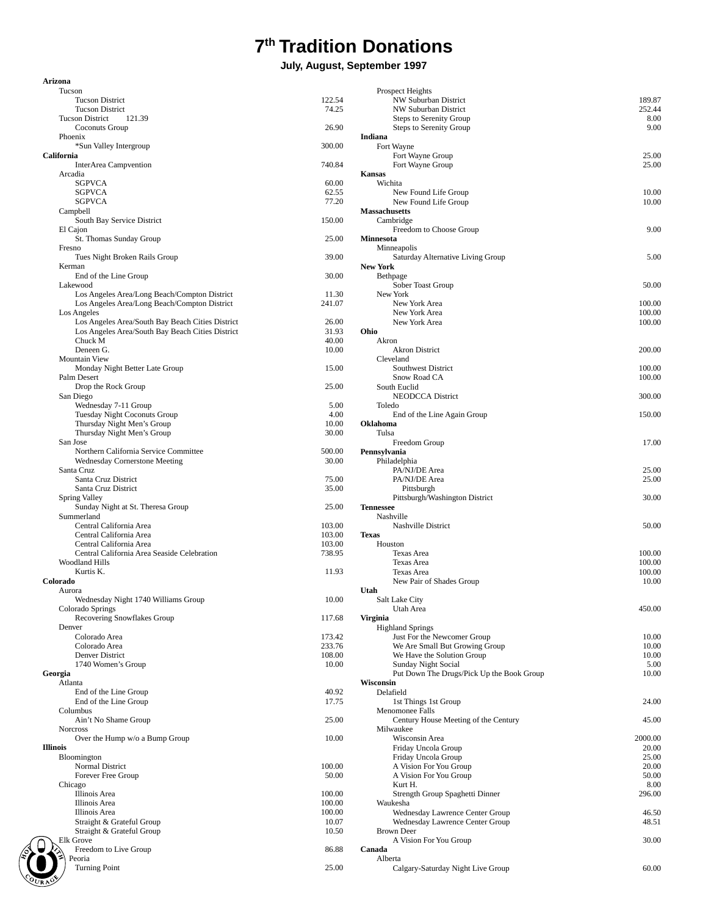# 7th Tradition Donations

### July, August, September 1997

| | |
|---|---|
| **Arizona** | |
| Tucson | |
| Tucson District | 122.54 |
| Tucson District | 74.25 |
| Tucson District 121.39 | |
| Coconuts Group | 26.90 |
| Phoenix | |
| *Sun Valley Intergroup | 300.00 |
| **California** | |
| InterArea Campvention | 740.84 |
| Arcadia | |
| SGPVCA | 60.00 |
| SGPVCA | 62.55 |
| SGPVCA | 77.20 |
| Campbell | |
| South Bay Service District | 150.00 |
| El Cajon | |
| St. Thomas Sunday Group | 25.00 |
| Fresno | |
| Tues Night Broken Rails Group | 39.00 |
| Kerman | |
| End of the Line Group | 30.00 |
| Lakewood | |
| Los Angeles Area/Long Beach/Compton District | 11.30 |
| Los Angeles Area/Long Beach/Compton District | 241.07 |
| Los Angeles | |
| Los Angeles Area/South Bay Beach Cities District | 26.00 |
| Los Angeles Area/South Bay Beach Cities District | 31.93 |
| Chuck M | 40.00 |
| Deneen G. | 10.00 |
| Mountain View | |
| Monday Night Better Late Group | 15.00 |
| Palm Desert | |
| Drop the Rock Group | 25.00 |
| San Diego | |
| Wednesday 7-11 Group | 5.00 |
| Tuesday Night Coconuts Group | 4.00 |
| Thursday Night Men's Group | 10.00 |
| Thursday Night Men's Group | 30.00 |
| San Jose | |
| Northern California Service Committee | 500.00 |
| Wednesday Cornerstone Meeting | 30.00 |
| Santa Cruz | |
| Santa Cruz District | 75.00 |
| Santa Cruz District | 35.00 |
| Spring Valley | |
| Sunday Night at St. Theresa Group | 25.00 |
| Summerland | |
| Central California Area | 103.00 |
| Central California Area | 103.00 |
| Central California Area | 103.00 |
| Central California Area Seaside Celebration | 738.95 |
| Woodland Hills | |
| Kurtis K. | 11.93 |
| **Colorado** | |
| Aurora | |
| Wednesday Night 1740 Williams Group | 10.00 |
| Colorado Springs | |
| Recovering Snowflakes Group | 117.68 |
| Denver | |
| Colorado Area | 173.42 |
| Colorado Area | 233.76 |
| Denver District | 108.00 |
| 1740 Women's Group | 10.00 |
| **Georgia** | |
| Atlanta | |
| End of the Line Group | 40.92 |
| End of the Line Group | 17.75 |
| Columbus | |
| Ain't No Shame Group | 25.00 |
| Norcross | |
| Over the Hump w/o a Bump Group | 10.00 |
| **Illinois** | |
| Bloomington | |
| Normal District | 100.00 |
| Forever Free Group | 50.00 |
| Chicago | |
| Illinois Area | 100.00 |
| Illinois Area | 100.00 |
| Illinois Area | 100.00 |
| Straight & Grateful Group | 10.07 |
| Straight & Grateful Group | 10.50 |
| Elk Grove | |
| Freedom to Live Group | 86.88 |
| Peoria | |
| Turning Point | 25.00 |
| Prospect Heights | |
| NW Suburban District | 189.87 |
| NW Suburban District | 252.44 |
| Steps to Serenity Group | 8.00 |
| Steps to Serenity Group | 9.00 |
| **Indiana** | |
| Fort Wayne | |
| Fort Wayne Group | 25.00 |
| Fort Wayne Group | 25.00 |
| **Kansas** | |
| Wichita | |
| New Found Life Group | 10.00 |
| New Found Life Group | 10.00 |
| **Massachusetts** | |
| Cambridge | |
| Freedom to Choose Group | 9.00 |
| **Minnesota** | |
| Minneapolis | |
| Saturday Alternative Living Group | 5.00 |
| **New York** | |
| Bethpage | |
| Sober Toast Group | 50.00 |
| New York | |
| New York Area | 100.00 |
| New York Area | 100.00 |
| New York Area | 100.00 |
| **Ohio** | |
| Akron | |
| Akron District | 200.00 |
| Cleveland | |
| Southwest District | 100.00 |
| Snow Road CA | 100.00 |
| South Euclid | |
| NEODCCA District | 300.00 |
| Toledo | |
| End of the Line Again Group | 150.00 |
| **Oklahoma** | |
| Tulsa | |
| Freedom Group | 17.00 |
| **Pennsylvania** | |
| Philadelphia | |
| PA/NJ/DE Area | 25.00 |
| PA/NJ/DE Area | 25.00 |
| Pittsburgh | |
| Pittsburgh/Washington District | 30.00 |
| **Tennessee** | |
| Nashville | |
| Nashville District | 50.00 |
| **Texas** | |
| Houston | |
| Texas Area | 100.00 |
| Texas Area | 100.00 |
| Texas Area | 100.00 |
| New Pair of Shades Group | 10.00 |
| **Utah** | |
| Salt Lake City | |
| Utah Area | 450.00 |
| **Virginia** | |
| Highland Springs | |
| Just For the Newcomer Group | 10.00 |
| We Are Small But Growing Group | 10.00 |
| We Have the Solution Group | 10.00 |
| Sunday Night Social | 5.00 |
| Put Down The Drugs/Pick Up the Book Group | 10.00 |
| **Wisconsin** | |
| Delafield | |
| 1st Things 1st Group | 24.00 |
| Menomonee Falls | |
| Century House Meeting of the Century | 45.00 |
| Milwaukee | |
| Wisconsin Area | 2000.00 |
| Friday Uncola Group | 20.00 |
| Friday Uncola Group | 25.00 |
| A Vision For You Group | 20.00 |
| A Vision For You Group | 50.00 |
| Kurt H. | 8.00 |
| Strength Group Spaghetti Dinner | 296.00 |
| Waukesha | |
| Wednesday Lawrence Center Group | 46.50 |
| Wednesday Lawrence Center Group | 48.51 |
| Brown Deer | |
| A Vision For You Group | 30.00 |
| **Canada** | |
| Alberta | |
| Calgary-Saturday Night Live Group | 60.00 |